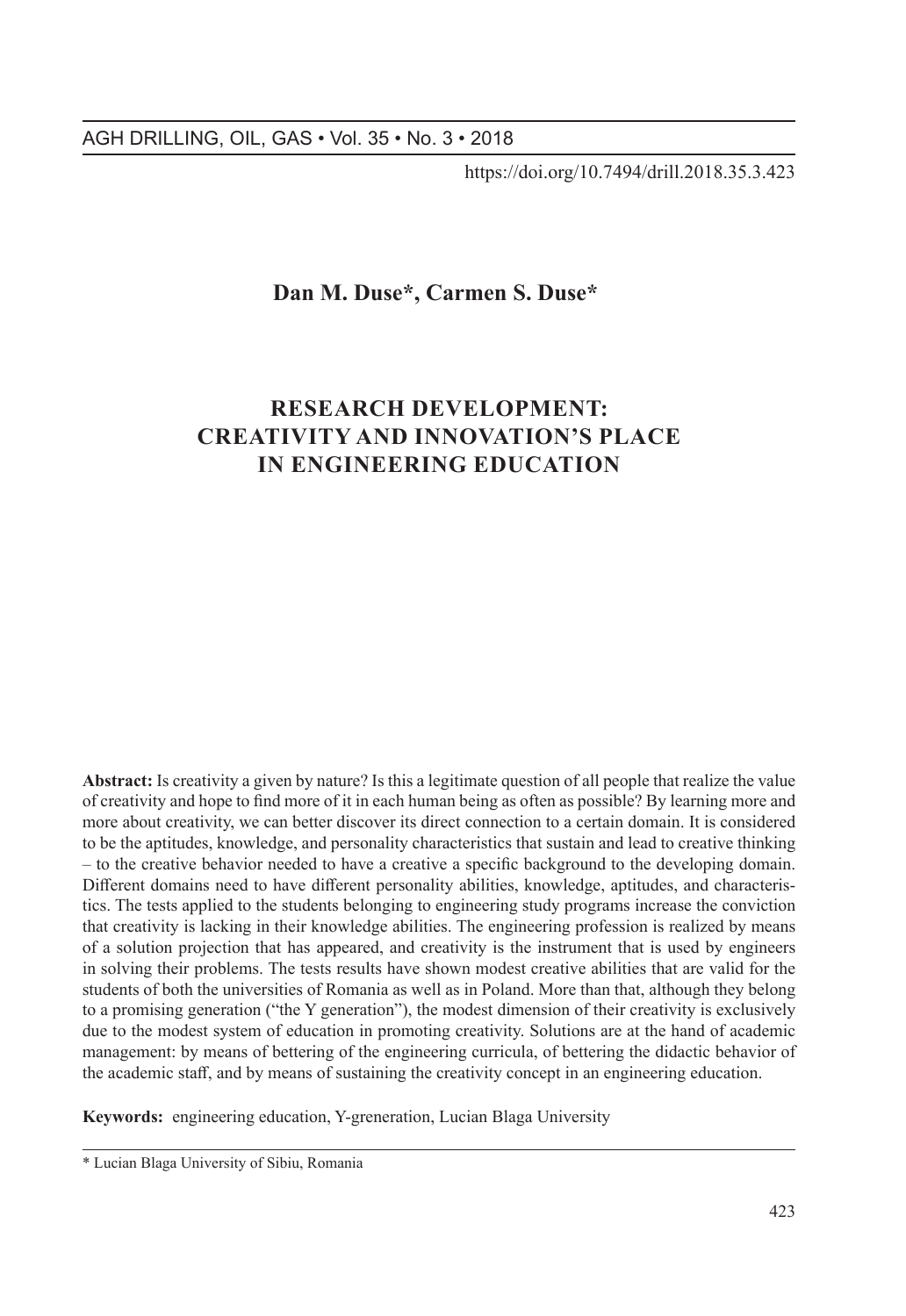https://doi.org/10.7494/drill.2018.35.3.423

**Dan M. Duse*, Carmen S. Duse***

# RESEARCH DEVELOPMENT: CREATIVITY AND INNOVATION'S PLACE IN ENGINEERING EDUCATION

**Abstract:** Is creativity a given by nature? Is this a legitimate question of all people that realize the value of creativity and hope to find more of it in each human being as often as possible? By learning more and more about creativity, we can better discover its direct connection to a certain domain. It is considered to be the aptitudes, knowledge, and personality characteristics that sustain and lead to creative thinking – to the creative behavior needed to have a creative a specific background to the developing domain. Different domains need to have different personality abilities, knowledge, aptitudes, and characteristics. The tests applied to the students belonging to engineering study programs increase the conviction that creativity is lacking in their knowledge abilities. The engineering profession is realized by means of a solution projection that has appeared, and creativity is the instrument that is used by engineers in solving their problems. The tests results have shown modest creative abilities that are valid for the students of both the universities of Romania as well as in Poland. More than that, although they belong to a promising generation ("the Y generation"), the modest dimension of their creativity is exclusively due to the modest system of education in promoting creativity. Solutions are at the hand of academic management: by means of bettering of the engineering curricula, of bettering the didactic behavior of the academic staff, and by means of sustaining the creativity concept in an engineering education.

**Keywords:** engineering education, Y-greneration, Lucian Blaga University

---

\* Lucian Blaga University of Sibiu, Romania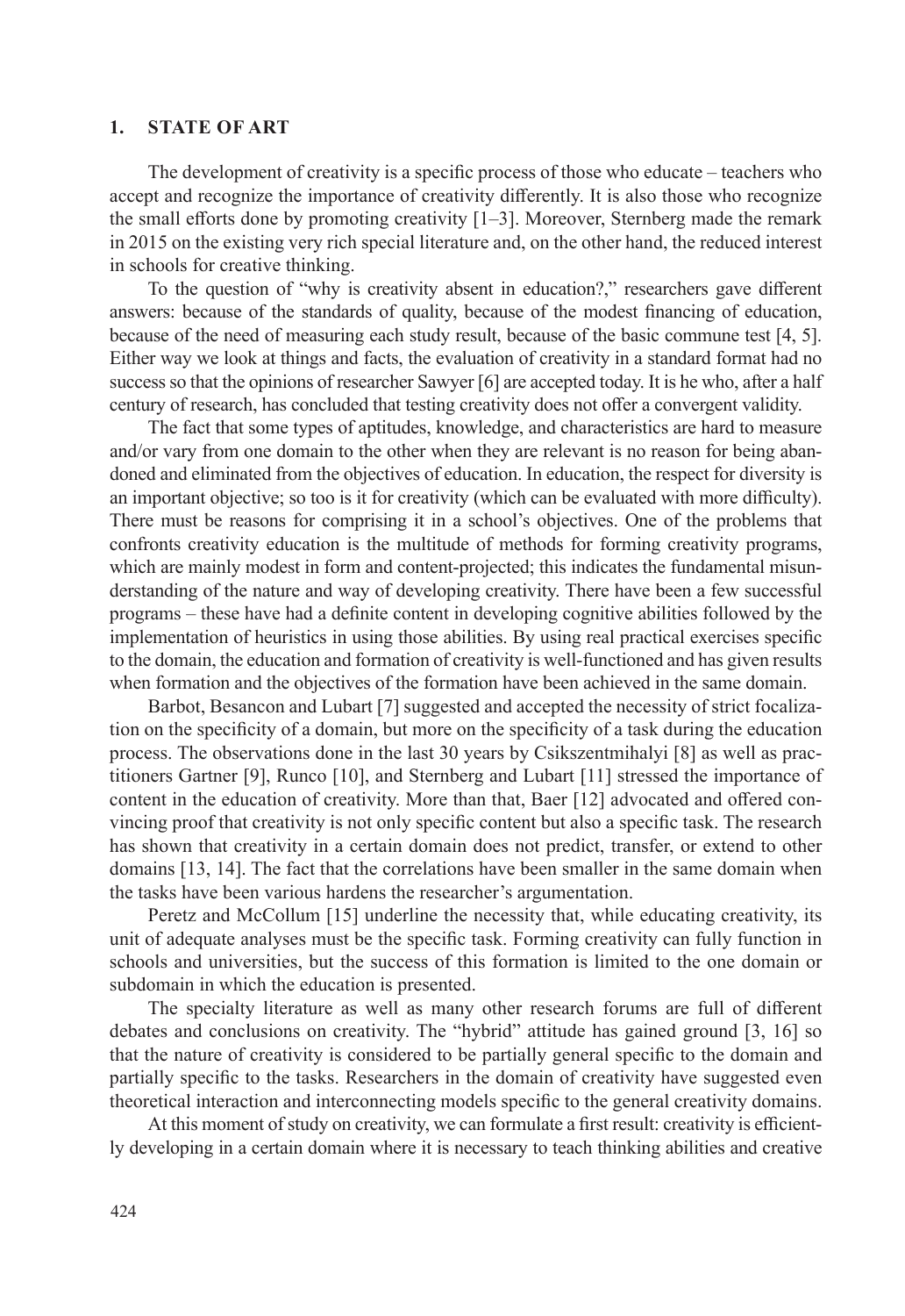## 1. STATE OF ART

The development of creativity is a specific process of those who educate – teachers who accept and recognize the importance of creativity differently. It is also those who recognize the small efforts done by promoting creativity [1–3]. Moreover, Sternberg made the remark in 2015 on the existing very rich special literature and, on the other hand, the reduced interest in schools for creative thinking.

To the question of "why is creativity absent in education?," researchers gave different answers: because of the standards of quality, because of the modest financing of education, because of the need of measuring each study result, because of the basic commune test [4, 5]. Either way we look at things and facts, the evaluation of creativity in a standard format had no success so that the opinions of researcher Sawyer [6] are accepted today. It is he who, after a half century of research, has concluded that testing creativity does not offer a convergent validity.

The fact that some types of aptitudes, knowledge, and characteristics are hard to measure and/or vary from one domain to the other when they are relevant is no reason for being abandoned and eliminated from the objectives of education. In education, the respect for diversity is an important objective; so too is it for creativity (which can be evaluated with more difficulty). There must be reasons for comprising it in a school's objectives. One of the problems that confronts creativity education is the multitude of methods for forming creativity programs, which are mainly modest in form and content-projected; this indicates the fundamental misunderstanding of the nature and way of developing creativity. There have been a few successful programs – these have had a definite content in developing cognitive abilities followed by the implementation of heuristics in using those abilities. By using real practical exercises specific to the domain, the education and formation of creativity is well-functioned and has given results when formation and the objectives of the formation have been achieved in the same domain.

Barbot, Besancon and Lubart [7] suggested and accepted the necessity of strict focalization on the specificity of a domain, but more on the specificity of a task during the education process. The observations done in the last 30 years by Csikszentmihalyi [8] as well as practitioners Gartner [9], Runco [10], and Sternberg and Lubart [11] stressed the importance of content in the education of creativity. More than that, Baer [12] advocated and offered convincing proof that creativity is not only specific content but also a specific task. The research has shown that creativity in a certain domain does not predict, transfer, or extend to other domains [13, 14]. The fact that the correlations have been smaller in the same domain when the tasks have been various hardens the researcher's argumentation.

Peretz and McCollum [15] underline the necessity that, while educating creativity, its unit of adequate analyses must be the specific task. Forming creativity can fully function in schools and universities, but the success of this formation is limited to the one domain or subdomain in which the education is presented.

The specialty literature as well as many other research forums are full of different debates and conclusions on creativity. The "hybrid" attitude has gained ground [3, 16] so that the nature of creativity is considered to be partially general specific to the domain and partially specific to the tasks. Researchers in the domain of creativity have suggested even theoretical interaction and interconnecting models specific to the general creativity domains.

At this moment of study on creativity, we can formulate a first result: creativity is efficiently developing in a certain domain where it is necessary to teach thinking abilities and creative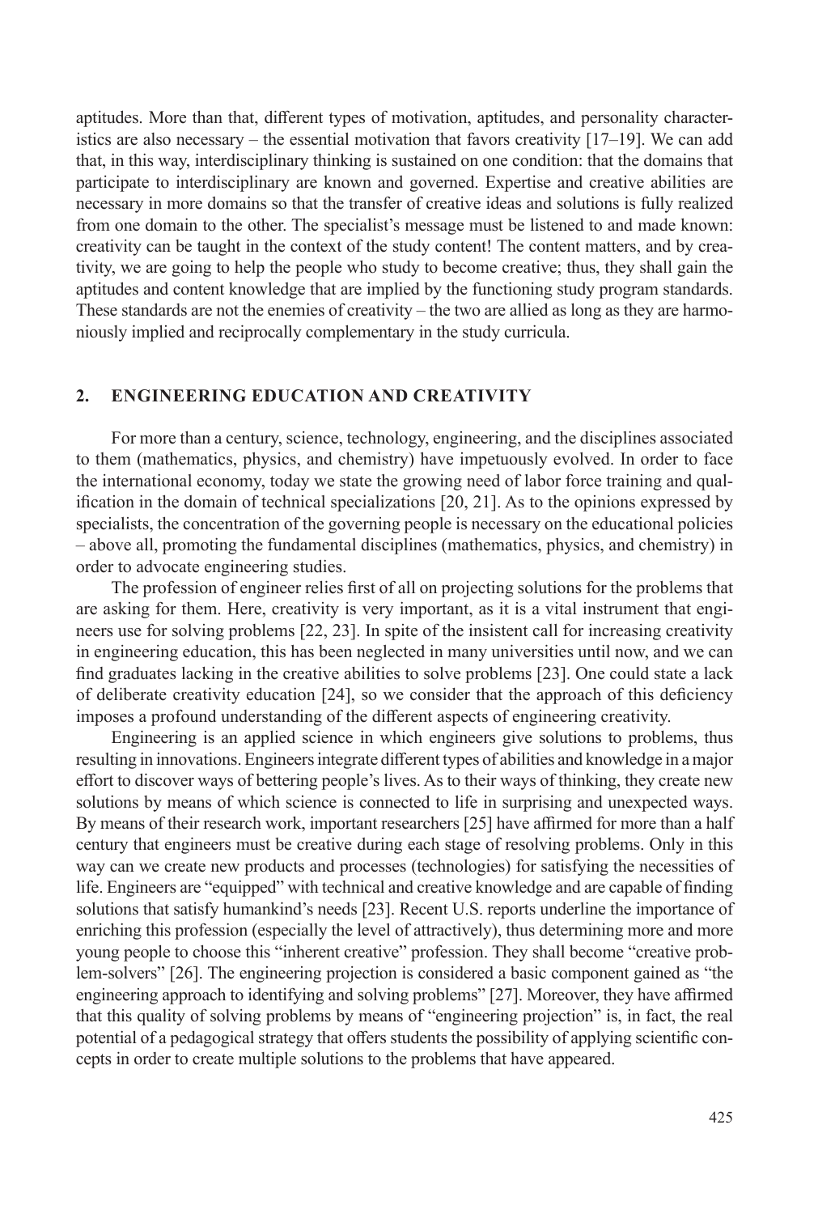aptitudes. More than that, different types of motivation, aptitudes, and personality characteristics are also necessary – the essential motivation that favors creativity [17–19]. We can add that, in this way, interdisciplinary thinking is sustained on one condition: that the domains that participate to interdisciplinary are known and governed. Expertise and creative abilities are necessary in more domains so that the transfer of creative ideas and solutions is fully realized from one domain to the other. The specialist's message must be listened to and made known: creativity can be taught in the context of the study content! The content matters, and by creativity, we are going to help the people who study to become creative; thus, they shall gain the aptitudes and content knowledge that are implied by the functioning study program standards. These standards are not the enemies of creativity – the two are allied as long as they are harmoniously implied and reciprocally complementary in the study curricula.

## 2. ENGINEERING EDUCATION AND CREATIVITY

For more than a century, science, technology, engineering, and the disciplines associated to them (mathematics, physics, and chemistry) have impetuously evolved. In order to face the international economy, today we state the growing need of labor force training and qualification in the domain of technical specializations [20, 21]. As to the opinions expressed by specialists, the concentration of the governing people is necessary on the educational policies – above all, promoting the fundamental disciplines (mathematics, physics, and chemistry) in order to advocate engineering studies.

The profession of engineer relies first of all on projecting solutions for the problems that are asking for them. Here, creativity is very important, as it is a vital instrument that engineers use for solving problems [22, 23]. In spite of the insistent call for increasing creativity in engineering education, this has been neglected in many universities until now, and we can find graduates lacking in the creative abilities to solve problems [23]. One could state a lack of deliberate creativity education [24], so we consider that the approach of this deficiency imposes a profound understanding of the different aspects of engineering creativity.

Engineering is an applied science in which engineers give solutions to problems, thus resulting in innovations. Engineers integrate different types of abilities and knowledge in a major effort to discover ways of bettering people's lives. As to their ways of thinking, they create new solutions by means of which science is connected to life in surprising and unexpected ways. By means of their research work, important researchers [25] have affirmed for more than a half century that engineers must be creative during each stage of resolving problems. Only in this way can we create new products and processes (technologies) for satisfying the necessities of life. Engineers are "equipped" with technical and creative knowledge and are capable of finding solutions that satisfy humankind's needs [23]. Recent U.S. reports underline the importance of enriching this profession (especially the level of attractively), thus determining more and more young people to choose this "inherent creative" profession. They shall become "creative problem-solvers" [26]. The engineering projection is considered a basic component gained as "the engineering approach to identifying and solving problems" [27]. Moreover, they have affirmed that this quality of solving problems by means of "engineering projection" is, in fact, the real potential of a pedagogical strategy that offers students the possibility of applying scientific concepts in order to create multiple solutions to the problems that have appeared.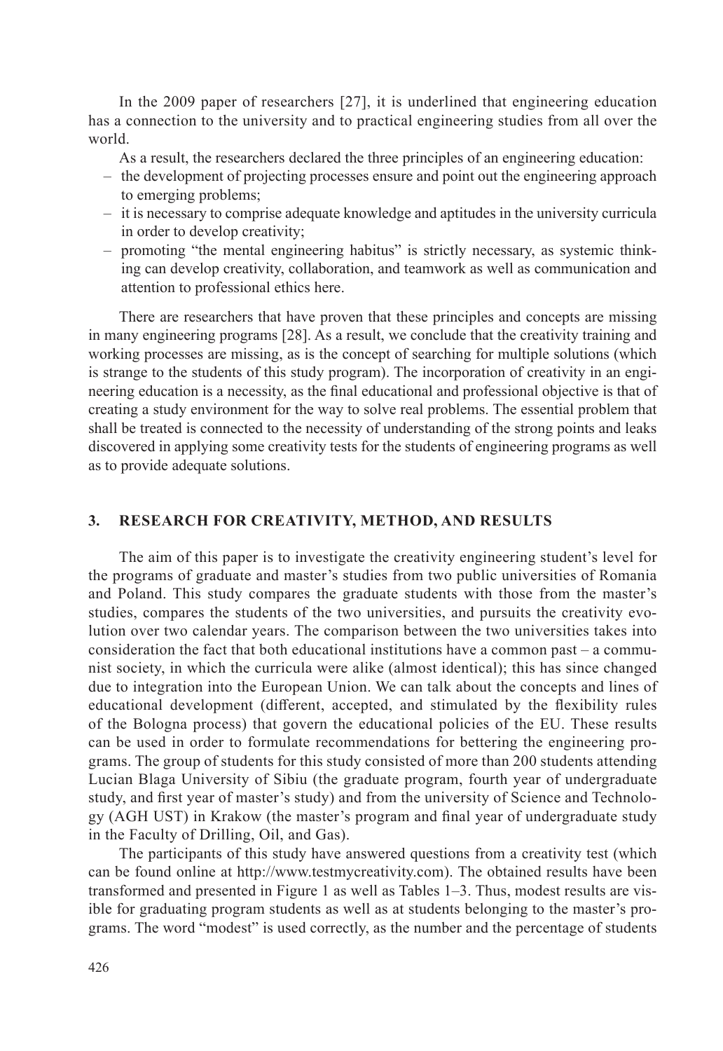In the 2009 paper of researchers [27], it is underlined that engineering education has a connection to the university and to practical engineering studies from all over the world.

As a result, the researchers declared the three principles of an engineering education:

- the development of projecting processes ensure and point out the engineering approach to emerging problems;
- it is necessary to comprise adequate knowledge and aptitudes in the university curricula in order to develop creativity;
- promoting "the mental engineering habitus" is strictly necessary, as systemic thinking can develop creativity, collaboration, and teamwork as well as communication and attention to professional ethics here.

There are researchers that have proven that these principles and concepts are missing in many engineering programs [28]. As a result, we conclude that the creativity training and working processes are missing, as is the concept of searching for multiple solutions (which is strange to the students of this study program). The incorporation of creativity in an engineering education is a necessity, as the final educational and professional objective is that of creating a study environment for the way to solve real problems. The essential problem that shall be treated is connected to the necessity of understanding of the strong points and leaks discovered in applying some creativity tests for the students of engineering programs as well as to provide adequate solutions.

## 3. RESEARCH FOR CREATIVITY, METHOD, AND RESULTS

The aim of this paper is to investigate the creativity engineering student's level for the programs of graduate and master's studies from two public universities of Romania and Poland. This study compares the graduate students with those from the master's studies, compares the students of the two universities, and pursuits the creativity evolution over two calendar years. The comparison between the two universities takes into consideration the fact that both educational institutions have a common past – a communist society, in which the curricula were alike (almost identical); this has since changed due to integration into the European Union. We can talk about the concepts and lines of educational development (different, accepted, and stimulated by the flexibility rules of the Bologna process) that govern the educational policies of the EU. These results can be used in order to formulate recommendations for bettering the engineering programs. The group of students for this study consisted of more than 200 students attending Lucian Blaga University of Sibiu (the graduate program, fourth year of undergraduate study, and first year of master's study) and from the university of Science and Technology (AGH UST) in Krakow (the master's program and final year of undergraduate study in the Faculty of Drilling, Oil, and Gas).

The participants of this study have answered questions from a creativity test (which can be found online at http://www.testmycreativity.com). The obtained results have been transformed and presented in Figure 1 as well as Tables 1–3. Thus, modest results are visible for graduating program students as well as at students belonging to the master's programs. The word "modest" is used correctly, as the number and the percentage of students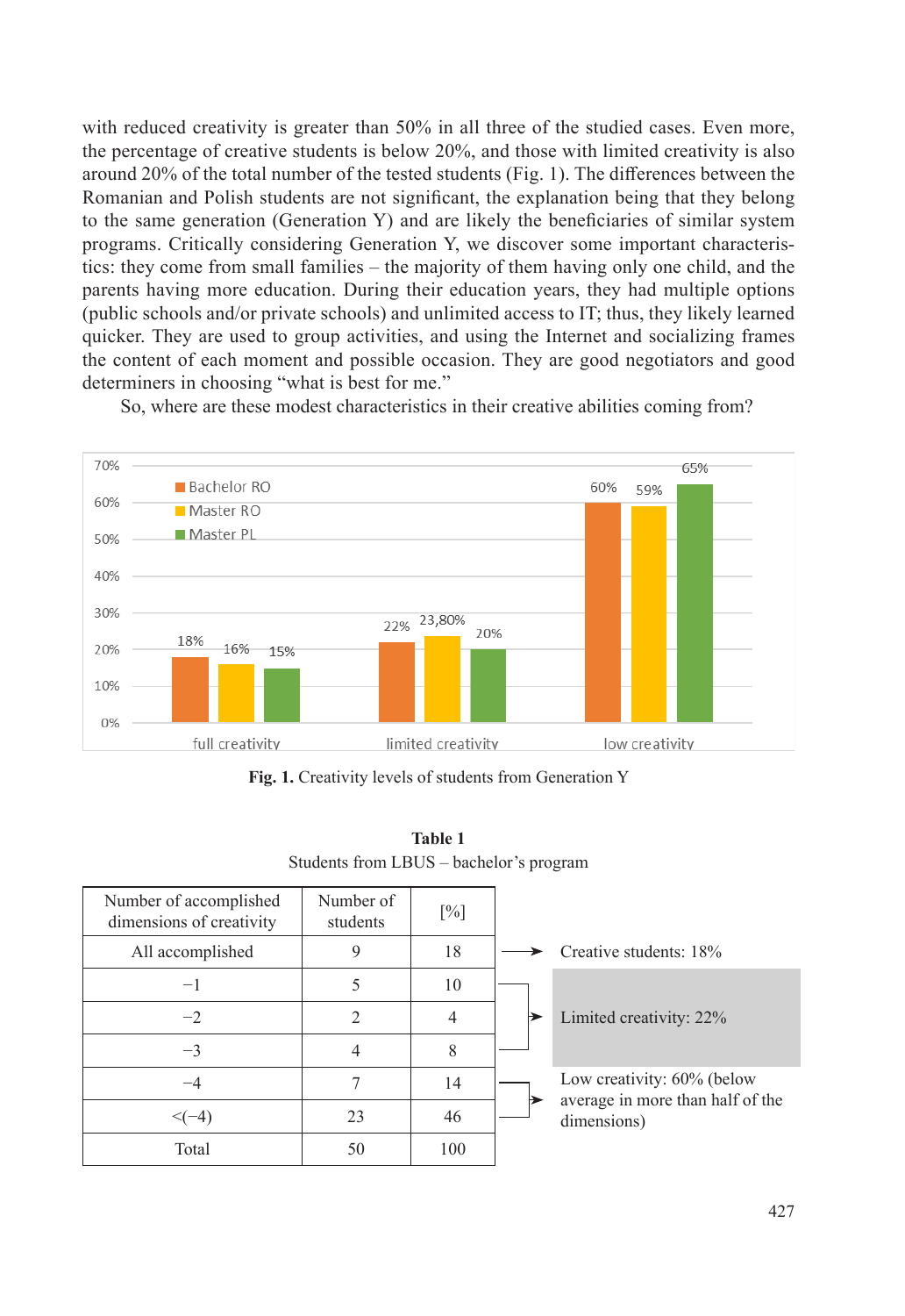with reduced creativity is greater than 50% in all three of the studied cases. Even more, the percentage of creative students is below 20%, and those with limited creativity is also around 20% of the total number of the tested students (Fig. 1). The differences between the Romanian and Polish students are not significant, the explanation being that they belong to the same generation (Generation Y) and are likely the beneficiaries of similar system programs. Critically considering Generation Y, we discover some important characteristics: they come from small families – the majority of them having only one child, and the parents having more education. During their education years, they had multiple options (public schools and/or private schools) and unlimited access to IT; thus, they likely learned quicker. They are used to group activities, and using the Internet and socializing frames the content of each moment and possible occasion. They are good negotiators and good determiners in choosing "what is best for me."

So, where are these modest characteristics in their creative abilities coming from?

| | Bachelor RO | Master RO | Master PL |
|---|---|---|---|
| full creativity | 18% | 16% | 15% |
| limited creativity | 22% | 23,80% | 20% |
| low creativity | 60% | 59% | 65% |

**Fig. 1.** Creativity levels of students from Generation Y

**Table 1**

Students from LBUS – bachelor's program

| Number of accomplished dimensions of creativity | Number of students | [%] | |
|---|---|---|---|
| All accomplished | 9 | 18 | Creative students: 18% |
| −1 | 5 | 10 | Limited creativity: 22% |
| −2 | 2 | 4 | |
| −3 | 4 | 8 | |
| −4 | 7 | 14 | Low creativity: 60% (below average in more than half of the dimensions) |
| <(−4) | 23 | 46 | |
| Total | 50 | 100 | |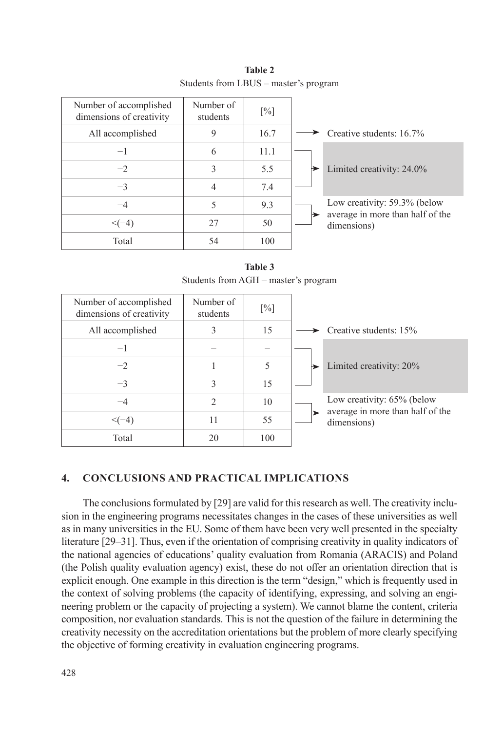**Table 2**

Students from LBUS – master's program

| Number of accomplished dimensions of creativity | Number of students | [%] | |
|---|---|---|---|
| All accomplished | 9 | 16.7 | Creative students: 16.7% |
| −1 | 6 | 11.1 | Limited creativity: 24.0% |
| −2 | 3 | 5.5 | |
| −3 | 4 | 7.4 | |
| −4 | 5 | 9.3 | Low creativity: 59.3% (below average in more than half of the dimensions) |
| <(−4) | 27 | 50 | |
| Total | 54 | 100 | |

**Table 3**

Students from AGH – master's program

| Number of accomplished dimensions of creativity | Number of students | [%] | |
|---|---|---|---|
| All accomplished | 3 | 15 | Creative students: 15% |
| −1 | – | – | Limited creativity: 20% |
| −2 | 1 | 5 | |
| −3 | 3 | 15 | |
| −4 | 2 | 10 | Low creativity: 65% (below average in more than half of the dimensions) |
| <(−4) | 11 | 55 | |
| Total | 20 | 100 | |

## 4. CONCLUSIONS AND PRACTICAL IMPLICATIONS

The conclusions formulated by [29] are valid for this research as well. The creativity inclusion in the engineering programs necessitates changes in the cases of these universities as well as in many universities in the EU. Some of them have been very well presented in the specialty literature [29–31]. Thus, even if the orientation of comprising creativity in quality indicators of the national agencies of educations' quality evaluation from Romania (ARACIS) and Poland (the Polish quality evaluation agency) exist, these do not offer an orientation direction that is explicit enough. One example in this direction is the term "design," which is frequently used in the context of solving problems (the capacity of identifying, expressing, and solving an engineering problem or the capacity of projecting a system). We cannot blame the content, criteria composition, nor evaluation standards. This is not the question of the failure in determining the creativity necessity on the accreditation orientations but the problem of more clearly specifying the objective of forming creativity in evaluation engineering programs.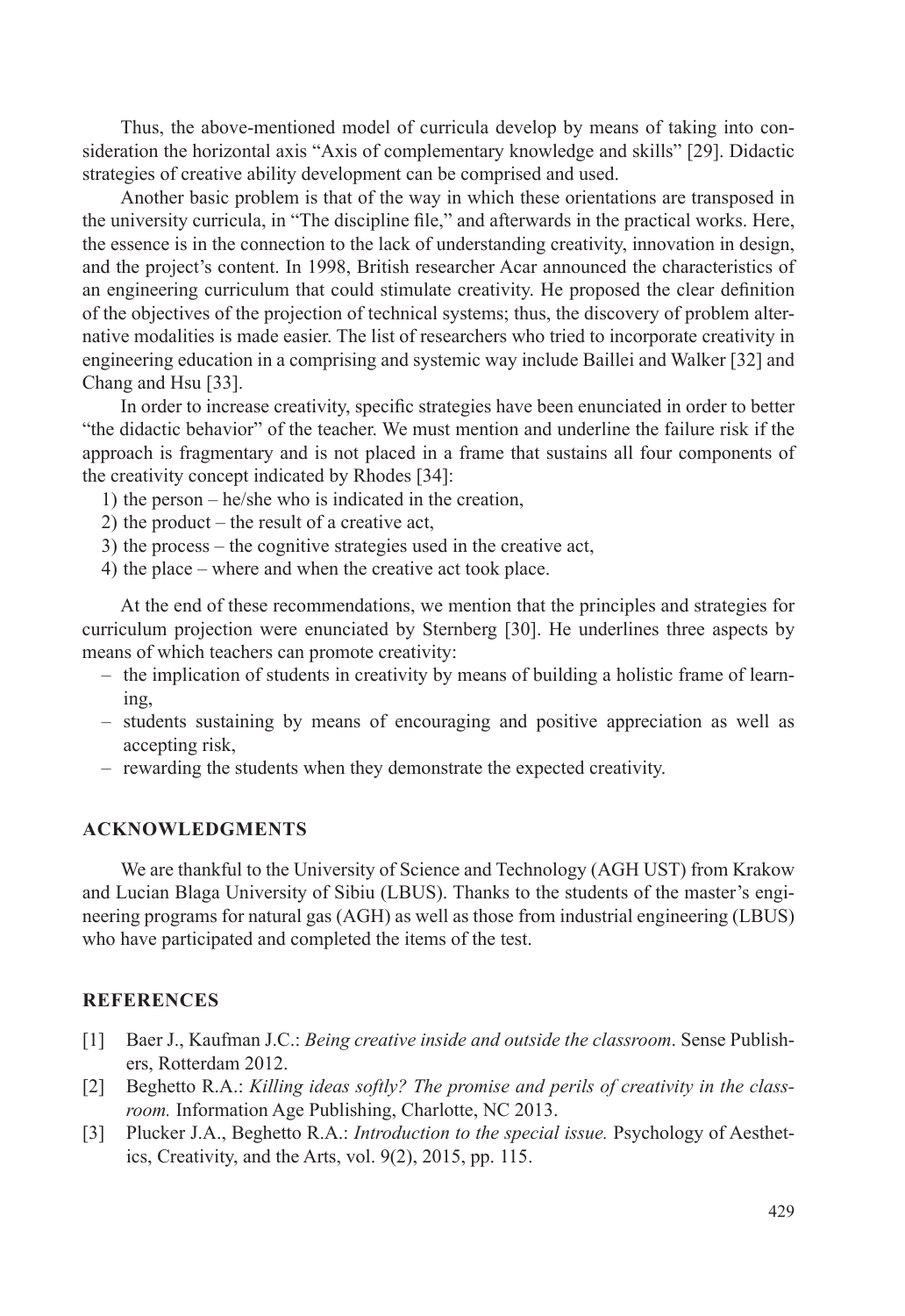Thus, the above-mentioned model of curricula develop by means of taking into consideration the horizontal axis "Axis of complementary knowledge and skills" [29]. Didactic strategies of creative ability development can be comprised and used.

Another basic problem is that of the way in which these orientations are transposed in the university curricula, in "The discipline file," and afterwards in the practical works. Here, the essence is in the connection to the lack of understanding creativity, innovation in design, and the project's content. In 1998, British researcher Acar announced the characteristics of an engineering curriculum that could stimulate creativity. He proposed the clear definition of the objectives of the projection of technical systems; thus, the discovery of problem alternative modalities is made easier. The list of researchers who tried to incorporate creativity in engineering education in a comprising and systemic way include Baillei and Walker [32] and Chang and Hsu [33].

In order to increase creativity, specific strategies have been enunciated in order to better "the didactic behavior" of the teacher. We must mention and underline the failure risk if the approach is fragmentary and is not placed in a frame that sustains all four components of the creativity concept indicated by Rhodes [34]:

1) the person – he/she who is indicated in the creation,
2) the product – the result of a creative act,
3) the process – the cognitive strategies used in the creative act,
4) the place – where and when the creative act took place.

At the end of these recommendations, we mention that the principles and strategies for curriculum projection were enunciated by Sternberg [30]. He underlines three aspects by means of which teachers can promote creativity:

- the implication of students in creativity by means of building a holistic frame of learning,
- students sustaining by means of encouraging and positive appreciation as well as accepting risk,
- rewarding the students when they demonstrate the expected creativity.

## ACKNOWLEDGMENTS

We are thankful to the University of Science and Technology (AGH UST) from Krakow and Lucian Blaga University of Sibiu (LBUS). Thanks to the students of the master's engineering programs for natural gas (AGH) as well as those from industrial engineering (LBUS) who have participated and completed the items of the test.

## REFERENCES

[1] Baer J., Kaufman J.C.: *Being creative inside and outside the classroom*. Sense Publishers, Rotterdam 2012.

[2] Beghetto R.A.: *Killing ideas softly? The promise and perils of creativity in the classroom.* Information Age Publishing, Charlotte, NC 2013.

[3] Plucker J.A., Beghetto R.A.: *Introduction to the special issue.* Psychology of Aesthetics, Creativity, and the Arts, vol. 9(2), 2015, pp. 115.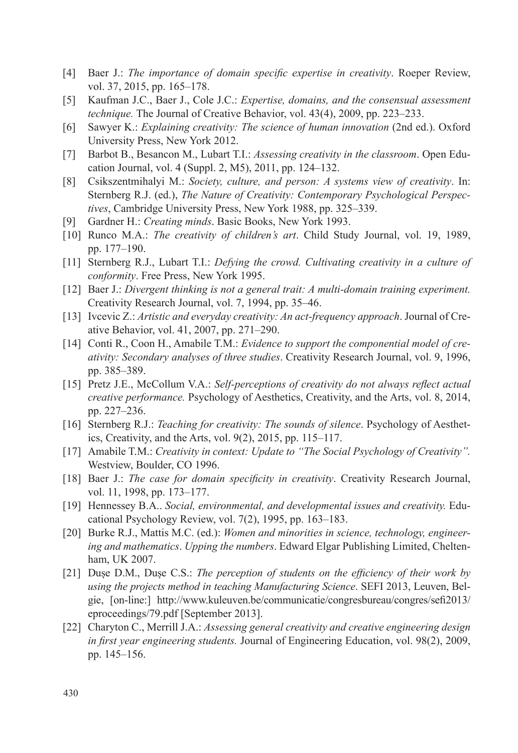[4] Baer J.: *The importance of domain specific expertise in creativity*. Roeper Review, vol. 37, 2015, pp. 165–178.

[5] Kaufman J.C., Baer J., Cole J.C.: *Expertise, domains, and the consensual assessment technique.* The Journal of Creative Behavior, vol. 43(4), 2009, pp. 223–233.

[6] Sawyer K.: *Explaining creativity: The science of human innovation* (2nd ed.). Oxford University Press, New York 2012.

[7] Barbot B., Besancon M., Lubart T.I.: *Assessing creativity in the classroom*. Open Education Journal, vol. 4 (Suppl. 2, M5), 2011, pp. 124–132.

[8] Csikszentmihalyi M.: *Society, culture, and person: A systems view of creativity*. In: Sternberg R.J. (ed.), *The Nature of Creativity: Contemporary Psychological Perspectives*, Cambridge University Press, New York 1988, pp. 325–339.

[9] Gardner H.: *Creating minds*. Basic Books, New York 1993.

[10] Runco M.A.: *The creativity of children's art*. Child Study Journal, vol. 19, 1989, pp. 177–190.

[11] Sternberg R.J., Lubart T.I.: *Defying the crowd. Cultivating creativity in a culture of conformity*. Free Press, New York 1995.

[12] Baer J.: *Divergent thinking is not a general trait: A multi-domain training experiment.* Creativity Research Journal, vol. 7, 1994, pp. 35–46.

[13] Ivcevic Z.: *Artistic and everyday creativity: An act-frequency approach*. Journal of Creative Behavior, vol. 41, 2007, pp. 271–290.

[14] Conti R., Coon H., Amabile T.M.: *Evidence to support the componential model of creativity: Secondary analyses of three studies*. Creativity Research Journal, vol. 9, 1996, pp. 385–389.

[15] Pretz J.E., McCollum V.A.: *Self-perceptions of creativity do not always reflect actual creative performance.* Psychology of Aesthetics, Creativity, and the Arts, vol. 8, 2014, pp. 227–236.

[16] Sternberg R.J.: *Teaching for creativity: The sounds of silence*. Psychology of Aesthetics, Creativity, and the Arts, vol. 9(2), 2015, pp. 115–117.

[17] Amabile T.M.: *Creativity in context: Update to "The Social Psychology of Creativity".* Westview, Boulder, CO 1996.

[18] Baer J.: *The case for domain specificity in creativity*. Creativity Research Journal, vol. 11, 1998, pp. 173–177.

[19] Hennessey B.A.. *Social, environmental, and developmental issues and creativity.* Educational Psychology Review, vol. 7(2), 1995, pp. 163–183.

[20] Burke R.J., Mattis M.C. (ed.): *Women and minorities in science, technology, engineering and mathematics*. *Upping the numbers*. Edward Elgar Publishing Limited, Cheltenham, UK 2007.

[21] Duşe D.M., Duşe C.S.: *The perception of students on the efficiency of their work by using the projects method in teaching Manufacturing Science*. SEFI 2013, Leuven, Belgie, [on-line:] http://www.kuleuven.be/communicatie/congresbureau/congres/sefi2013/eproceedings/79.pdf [September 2013].

[22] Charyton C., Merrill J.A.: *Assessing general creativity and creative engineering design in first year engineering students.* Journal of Engineering Education, vol. 98(2), 2009, pp. 145–156.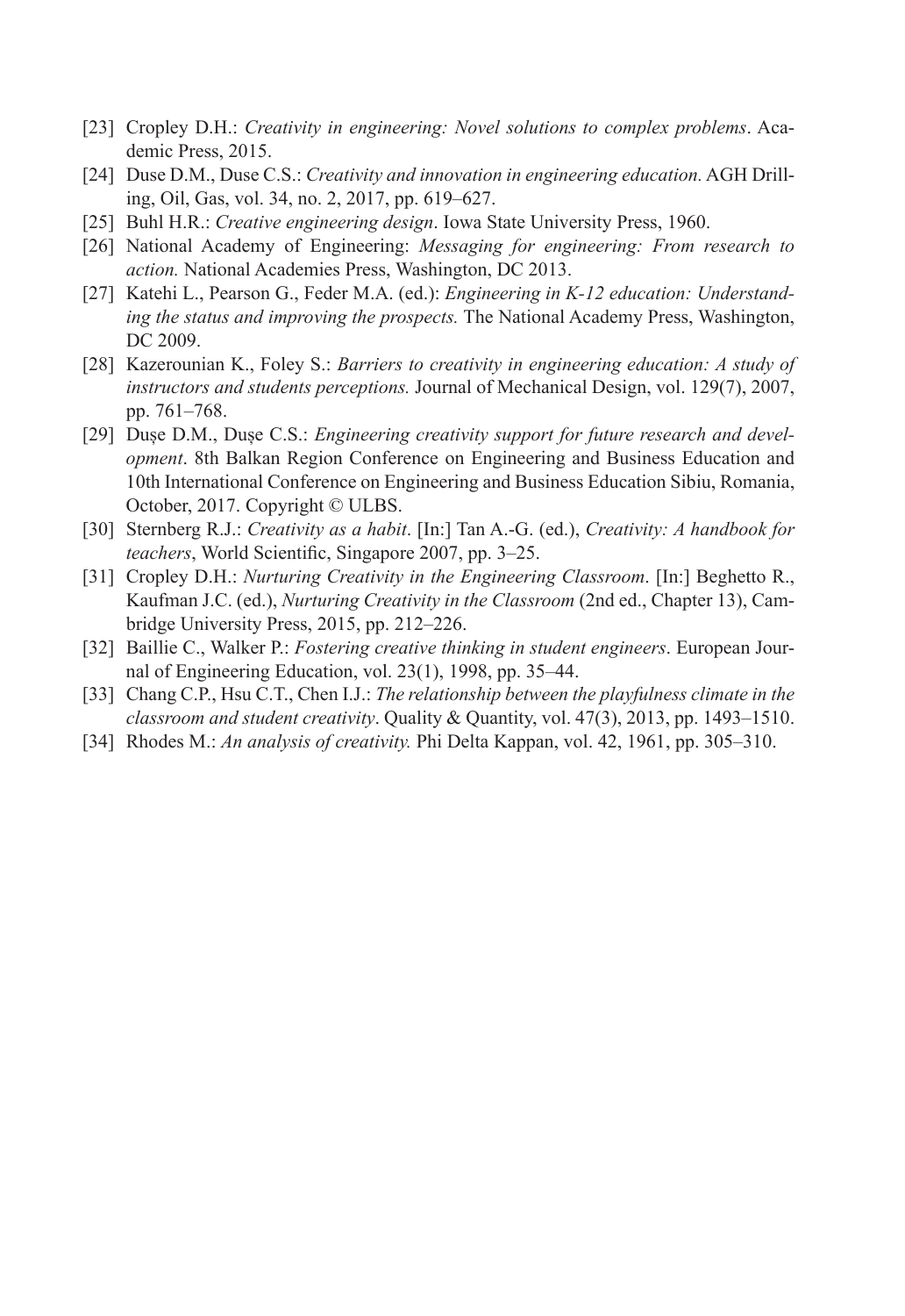[23] Cropley D.H.: *Creativity in engineering: Novel solutions to complex problems*. Academic Press, 2015.

[24] Duse D.M., Duse C.S.: *Creativity and innovation in engineering education*. AGH Drilling, Oil, Gas, vol. 34, no. 2, 2017, pp. 619–627.

[25] Buhl H.R.: *Creative engineering design*. Iowa State University Press, 1960.

[26] National Academy of Engineering: *Messaging for engineering: From research to action.* National Academies Press, Washington, DC 2013.

[27] Katehi L., Pearson G., Feder M.A. (ed.): *Engineering in K-12 education: Understanding the status and improving the prospects.* The National Academy Press, Washington, DC 2009.

[28] Kazerounian K., Foley S.: *Barriers to creativity in engineering education: A study of instructors and students perceptions.* Journal of Mechanical Design, vol. 129(7), 2007, pp. 761–768.

[29] Dușe D.M., Dușe C.S.: *Engineering creativity support for future research and development*. 8th Balkan Region Conference on Engineering and Business Education and 10th International Conference on Engineering and Business Education Sibiu, Romania, October, 2017. Copyright © ULBS.

[30] Sternberg R.J.: *Creativity as a habit*. [In:] Tan A.-G. (ed.), *Creativity: A handbook for teachers*, World Scientific, Singapore 2007, pp. 3–25.

[31] Cropley D.H.: *Nurturing Creativity in the Engineering Classroom*. [In:] Beghetto R., Kaufman J.C. (ed.), *Nurturing Creativity in the Classroom* (2nd ed., Chapter 13), Cambridge University Press, 2015, pp. 212–226.

[32] Baillie C., Walker P.: *Fostering creative thinking in student engineers*. European Journal of Engineering Education, vol. 23(1), 1998, pp. 35–44.

[33] Chang C.P., Hsu C.T., Chen I.J.: *The relationship between the playfulness climate in the classroom and student creativity*. Quality & Quantity, vol. 47(3), 2013, pp. 1493–1510.

[34] Rhodes M.: *An analysis of creativity.* Phi Delta Kappan, vol. 42, 1961, pp. 305–310.